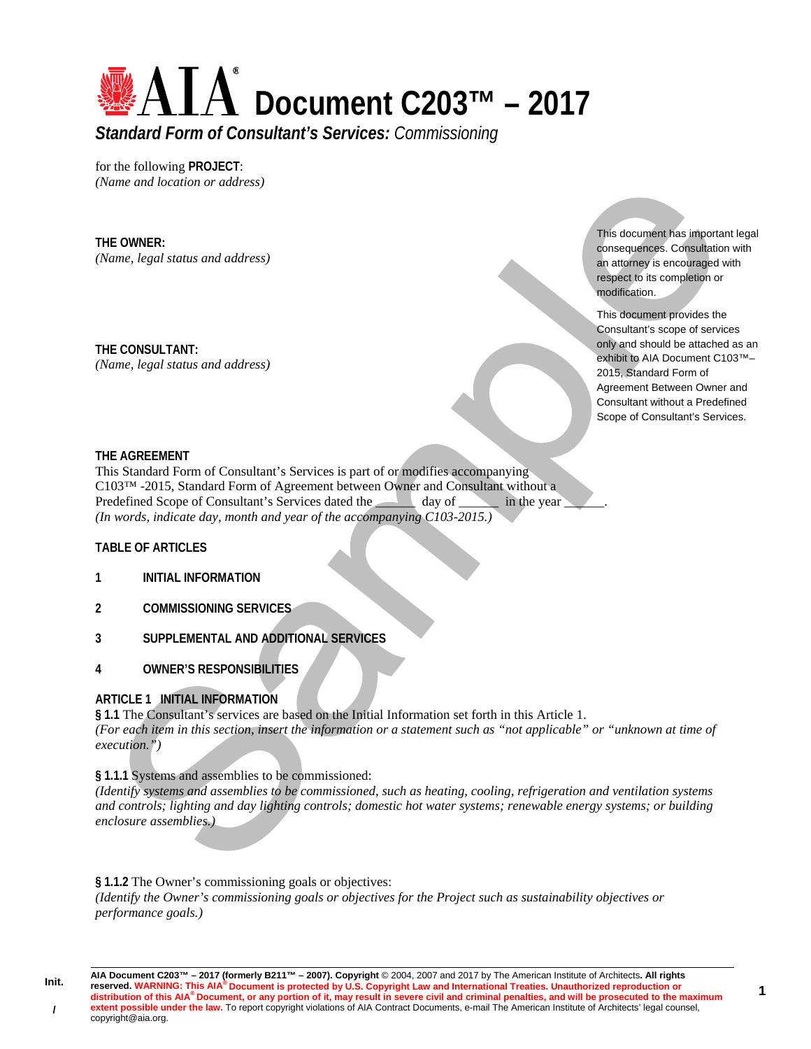# AIA® Document C203™ – 2017

***Standard Form of Consultant's Services:** Commissioning*

for the following **PROJECT**:
*(Name and location or address)*

**THE OWNER:**
*(Name, legal status and address)*

**THE CONSULTANT:**
*(Name, legal status and address)*

This document has important legal consequences. Consultation with an attorney is encouraged with respect to its completion or modification.

This document provides the Consultant's scope of services only and should be attached as an exhibit to AIA Document C103™–2015, Standard Form of Agreement Between Owner and Consultant without a Predefined Scope of Consultant's Services.

**THE AGREEMENT**
This Standard Form of Consultant's Services is part of or modifies accompanying C103™ -2015, Standard Form of Agreement between Owner and Consultant without a Predefined Scope of Consultant's Services dated the ______ day of ______ in the year ______.
*(In words, indicate day, month and year of the accompanying C103-2015.)*

**TABLE OF ARTICLES**

**1 INITIAL INFORMATION**

**2 COMMISSIONING SERVICES**

**3 SUPPLEMENTAL AND ADDITIONAL SERVICES**

**4 OWNER'S RESPONSIBILITIES**

## ARTICLE 1 INITIAL INFORMATION

**§ 1.1** The Consultant's services are based on the Initial Information set forth in this Article 1.
*(For each item in this section, insert the information or a statement such as "not applicable" or "unknown at time of execution.")*

**§ 1.1.1** Systems and assemblies to be commissioned:
*(Identify systems and assemblies to be commissioned, such as heating, cooling, refrigeration and ventilation systems and controls; lighting and day lighting controls; domestic hot water systems; renewable energy systems; or building enclosure assemblies.)*

**§ 1.1.2** The Owner's commissioning goals or objectives:
*(Identify the Owner's commissioning goals or objectives for the Project such as sustainability objectives or performance goals.)*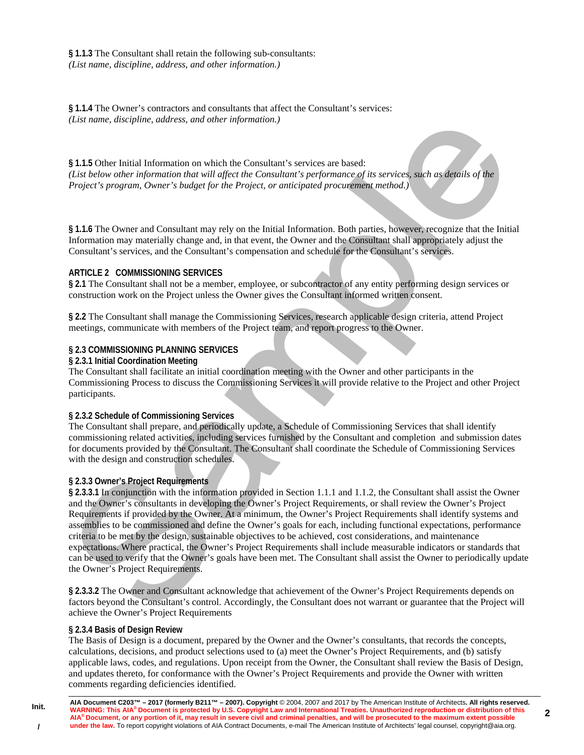**§ 1.1.3** The Consultant shall retain the following sub-consultants:
*(List name, discipline, address, and other information.)*

**§ 1.1.4** The Owner's contractors and consultants that affect the Consultant's services:
*(List name, discipline, address, and other information.)*

**§ 1.1.5** Other Initial Information on which the Consultant's services are based:
*(List below other information that will affect the Consultant's performance of its services, such as details of the Project's program, Owner's budget for the Project, or anticipated procurement method.)*

**§ 1.1.6** The Owner and Consultant may rely on the Initial Information. Both parties, however, recognize that the Initial Information may materially change and, in that event, the Owner and the Consultant shall appropriately adjust the Consultant's services, and the Consultant's compensation and schedule for the Consultant's services.

## ARTICLE 2 COMMISSIONING SERVICES

**§ 2.1** The Consultant shall not be a member, employee, or subcontractor of any entity performing design services or construction work on the Project unless the Owner gives the Consultant informed written consent.

**§ 2.2** The Consultant shall manage the Commissioning Services, research applicable design criteria, attend Project meetings, communicate with members of the Project team, and report progress to the Owner.

### § 2.3 COMMISSIONING PLANNING SERVICES

**§ 2.3.1 Initial Coordination Meeting**
The Consultant shall facilitate an initial coordination meeting with the Owner and other participants in the Commissioning Process to discuss the Commissioning Services it will provide relative to the Project and other Project participants.

**§ 2.3.2 Schedule of Commissioning Services**
The Consultant shall prepare, and periodically update, a Schedule of Commissioning Services that shall identify commissioning related activities, including services furnished by the Consultant and completion and submission dates for documents provided by the Consultant. The Consultant shall coordinate the Schedule of Commissioning Services with the design and construction schedules.

**§ 2.3.3 Owner's Project Requirements**
**§ 2.3.3.1** In conjunction with the information provided in Section 1.1.1 and 1.1.2, the Consultant shall assist the Owner and the Owner's consultants in developing the Owner's Project Requirements, or shall review the Owner's Project Requirements if provided by the Owner. At a minimum, the Owner's Project Requirements shall identify systems and assemblies to be commissioned and define the Owner's goals for each, including functional expectations, performance criteria to be met by the design, sustainable objectives to be achieved, cost considerations, and maintenance expectations. Where practical, the Owner's Project Requirements shall include measurable indicators or standards that can be used to verify that the Owner's goals have been met. The Consultant shall assist the Owner to periodically update the Owner's Project Requirements.

**§ 2.3.3.2** The Owner and Consultant acknowledge that achievement of the Owner's Project Requirements depends on factors beyond the Consultant's control. Accordingly, the Consultant does not warrant or guarantee that the Project will achieve the Owner's Project Requirements

**§ 2.3.4 Basis of Design Review**
The Basis of Design is a document, prepared by the Owner and the Owner's consultants, that records the concepts, calculations, decisions, and product selections used to (a) meet the Owner's Project Requirements, and (b) satisfy applicable laws, codes, and regulations. Upon receipt from the Owner, the Consultant shall review the Basis of Design, and updates thereto, for conformance with the Owner's Project Requirements and provide the Owner with written comments regarding deficiencies identified.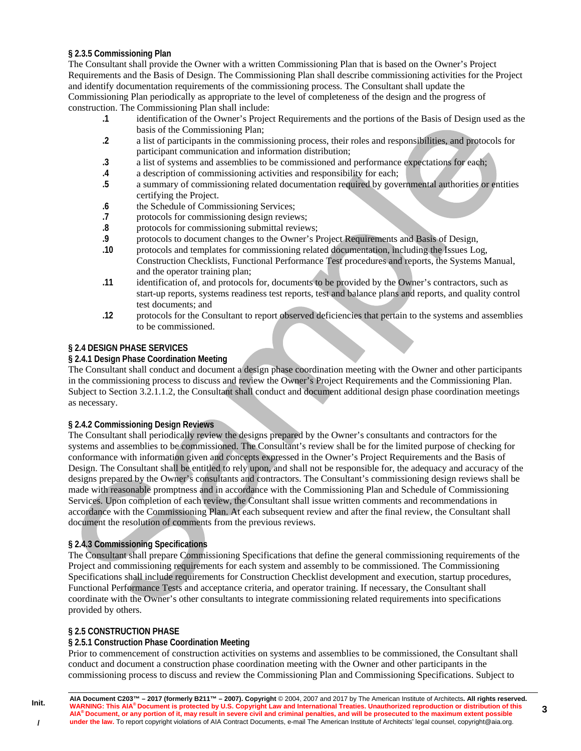**§ 2.3.5 Commissioning Plan**

The Consultant shall provide the Owner with a written Commissioning Plan that is based on the Owner's Project Requirements and the Basis of Design. The Commissioning Plan shall describe commissioning activities for the Project and identify documentation requirements of the commissioning process. The Consultant shall update the Commissioning Plan periodically as appropriate to the level of completeness of the design and the progress of construction. The Commissioning Plan shall include:

- **.1** identification of the Owner's Project Requirements and the portions of the Basis of Design used as the basis of the Commissioning Plan;
- **.2** a list of participants in the commissioning process, their roles and responsibilities, and protocols for participant communication and information distribution;
- **.3** a list of systems and assemblies to be commissioned and performance expectations for each;
- **.4** a description of commissioning activities and responsibility for each;
- **.5** a summary of commissioning related documentation required by governmental authorities or entities certifying the Project.
- **.6** the Schedule of Commissioning Services;
- **.7** protocols for commissioning design reviews;
- **.8** protocols for commissioning submittal reviews;
- **.9** protocols to document changes to the Owner's Project Requirements and Basis of Design,
- **.10** protocols and templates for commissioning related documentation, including the Issues Log, Construction Checklists, Functional Performance Test procedures and reports, the Systems Manual, and the operator training plan;
- **.11** identification of, and protocols for, documents to be provided by the Owner's contractors, such as start-up reports, systems readiness test reports, test and balance plans and reports, and quality control test documents; and
- **.12** protocols for the Consultant to report observed deficiencies that pertain to the systems and assemblies to be commissioned.

**§ 2.4 DESIGN PHASE SERVICES**

**§ 2.4.1 Design Phase Coordination Meeting**

The Consultant shall conduct and document a design phase coordination meeting with the Owner and other participants in the commissioning process to discuss and review the Owner's Project Requirements and the Commissioning Plan. Subject to Section 3.2.1.1.2, the Consultant shall conduct and document additional design phase coordination meetings as necessary.

**§ 2.4.2 Commissioning Design Reviews**

The Consultant shall periodically review the designs prepared by the Owner's consultants and contractors for the systems and assemblies to be commissioned. The Consultant's review shall be for the limited purpose of checking for conformance with information given and concepts expressed in the Owner's Project Requirements and the Basis of Design. The Consultant shall be entitled to rely upon, and shall not be responsible for, the adequacy and accuracy of the designs prepared by the Owner's consultants and contractors. The Consultant's commissioning design reviews shall be made with reasonable promptness and in accordance with the Commissioning Plan and Schedule of Commissioning Services. Upon completion of each review, the Consultant shall issue written comments and recommendations in accordance with the Commissioning Plan. At each subsequent review and after the final review, the Consultant shall document the resolution of comments from the previous reviews.

**§ 2.4.3 Commissioning Specifications**

The Consultant shall prepare Commissioning Specifications that define the general commissioning requirements of the Project and commissioning requirements for each system and assembly to be commissioned. The Commissioning Specifications shall include requirements for Construction Checklist development and execution, startup procedures, Functional Performance Tests and acceptance criteria, and operator training. If necessary, the Consultant shall coordinate with the Owner's other consultants to integrate commissioning related requirements into specifications provided by others.

**§ 2.5 CONSTRUCTION PHASE**

**§ 2.5.1 Construction Phase Coordination Meeting**

Prior to commencement of construction activities on systems and assemblies to be commissioned, the Consultant shall conduct and document a construction phase coordination meeting with the Owner and other participants in the commissioning process to discuss and review the Commissioning Plan and Commissioning Specifications. Subject to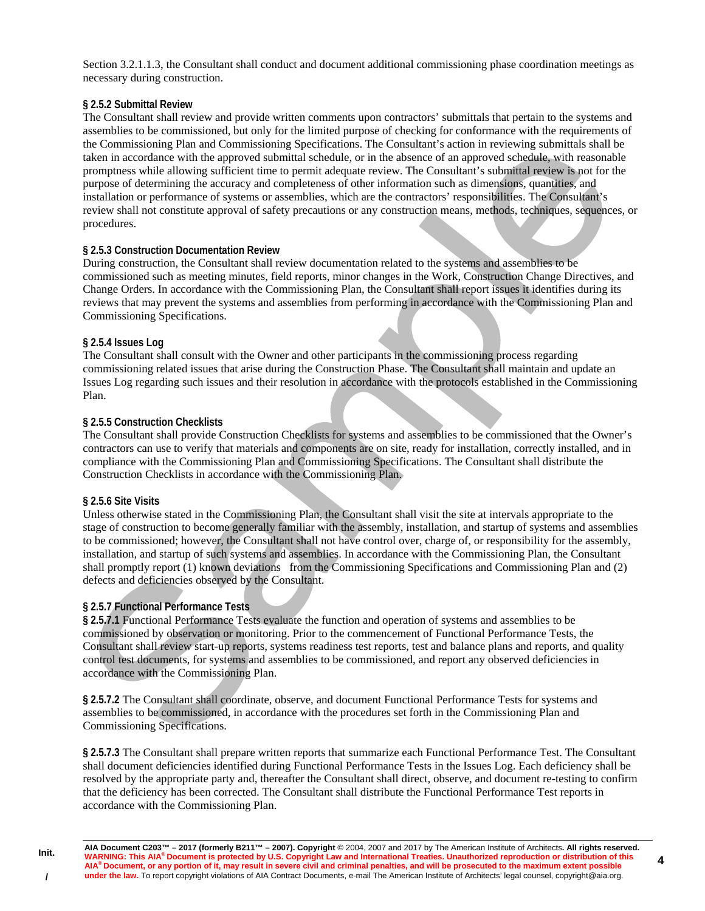Section 3.2.1.1.3, the Consultant shall conduct and document additional commissioning phase coordination meetings as necessary during construction.

**§ 2.5.2 Submittal Review**

The Consultant shall review and provide written comments upon contractors' submittals that pertain to the systems and assemblies to be commissioned, but only for the limited purpose of checking for conformance with the requirements of the Commissioning Plan and Commissioning Specifications. The Consultant's action in reviewing submittals shall be taken in accordance with the approved submittal schedule, or in the absence of an approved schedule, with reasonable promptness while allowing sufficient time to permit adequate review. The Consultant's submittal review is not for the purpose of determining the accuracy and completeness of other information such as dimensions, quantities, and installation or performance of systems or assemblies, which are the contractors' responsibilities. The Consultant's review shall not constitute approval of safety precautions or any construction means, methods, techniques, sequences, or procedures.

**§ 2.5.3 Construction Documentation Review**

During construction, the Consultant shall review documentation related to the systems and assemblies to be commissioned such as meeting minutes, field reports, minor changes in the Work, Construction Change Directives, and Change Orders. In accordance with the Commissioning Plan, the Consultant shall report issues it identifies during its reviews that may prevent the systems and assemblies from performing in accordance with the Commissioning Plan and Commissioning Specifications.

**§ 2.5.4 Issues Log**

The Consultant shall consult with the Owner and other participants in the commissioning process regarding commissioning related issues that arise during the Construction Phase. The Consultant shall maintain and update an Issues Log regarding such issues and their resolution in accordance with the protocols established in the Commissioning Plan.

**§ 2.5.5 Construction Checklists**

The Consultant shall provide Construction Checklists for systems and assemblies to be commissioned that the Owner's contractors can use to verify that materials and components are on site, ready for installation, correctly installed, and in compliance with the Commissioning Plan and Commissioning Specifications. The Consultant shall distribute the Construction Checklists in accordance with the Commissioning Plan.

**§ 2.5.6 Site Visits**

Unless otherwise stated in the Commissioning Plan, the Consultant shall visit the site at intervals appropriate to the stage of construction to become generally familiar with the assembly, installation, and startup of systems and assemblies to be commissioned; however, the Consultant shall not have control over, charge of, or responsibility for the assembly, installation, and startup of such systems and assemblies. In accordance with the Commissioning Plan, the Consultant shall promptly report (1) known deviations from the Commissioning Specifications and Commissioning Plan and (2) defects and deficiencies observed by the Consultant.

**§ 2.5.7 Functional Performance Tests**

**§ 2.5.7.1** Functional Performance Tests evaluate the function and operation of systems and assemblies to be commissioned by observation or monitoring. Prior to the commencement of Functional Performance Tests, the Consultant shall review start-up reports, systems readiness test reports, test and balance plans and reports, and quality control test documents, for systems and assemblies to be commissioned, and report any observed deficiencies in accordance with the Commissioning Plan.

**§ 2.5.7.2** The Consultant shall coordinate, observe, and document Functional Performance Tests for systems and assemblies to be commissioned, in accordance with the procedures set forth in the Commissioning Plan and Commissioning Specifications.

**§ 2.5.7.3** The Consultant shall prepare written reports that summarize each Functional Performance Test. The Consultant shall document deficiencies identified during Functional Performance Tests in the Issues Log. Each deficiency shall be resolved by the appropriate party and, thereafter the Consultant shall direct, observe, and document re-testing to confirm that the deficiency has been corrected. The Consultant shall distribute the Functional Performance Test reports in accordance with the Commissioning Plan.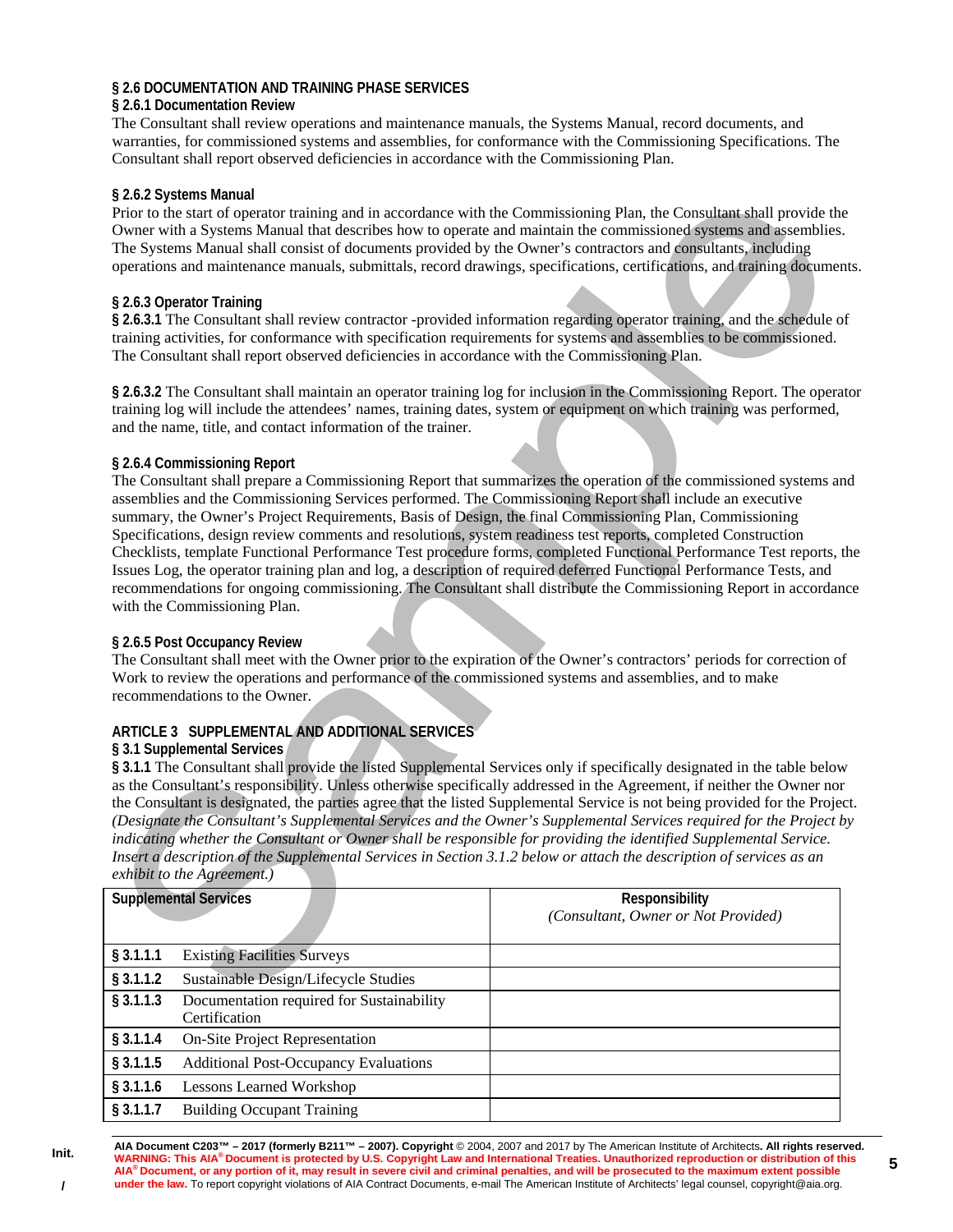### § 2.6 DOCUMENTATION AND TRAINING PHASE SERVICES

**§ 2.6.1 Documentation Review**

The Consultant shall review operations and maintenance manuals, the Systems Manual, record documents, and warranties, for commissioned systems and assemblies, for conformance with the Commissioning Specifications. The Consultant shall report observed deficiencies in accordance with the Commissioning Plan.

**§ 2.6.2 Systems Manual**

Prior to the start of operator training and in accordance with the Commissioning Plan, the Consultant shall provide the Owner with a Systems Manual that describes how to operate and maintain the commissioned systems and assemblies. The Systems Manual shall consist of documents provided by the Owner's contractors and consultants, including operations and maintenance manuals, submittals, record drawings, specifications, certifications, and training documents.

**§ 2.6.3 Operator Training**

**§ 2.6.3.1** The Consultant shall review contractor -provided information regarding operator training, and the schedule of training activities, for conformance with specification requirements for systems and assemblies to be commissioned. The Consultant shall report observed deficiencies in accordance with the Commissioning Plan.

**§ 2.6.3.2** The Consultant shall maintain an operator training log for inclusion in the Commissioning Report. The operator training log will include the attendees' names, training dates, system or equipment on which training was performed, and the name, title, and contact information of the trainer.

**§ 2.6.4 Commissioning Report**

The Consultant shall prepare a Commissioning Report that summarizes the operation of the commissioned systems and assemblies and the Commissioning Services performed. The Commissioning Report shall include an executive summary, the Owner's Project Requirements, Basis of Design, the final Commissioning Plan, Commissioning Specifications, design review comments and resolutions, system readiness test reports, completed Construction Checklists, template Functional Performance Test procedure forms, completed Functional Performance Test reports, the Issues Log, the operator training plan and log, a description of required deferred Functional Performance Tests, and recommendations for ongoing commissioning. The Consultant shall distribute the Commissioning Report in accordance with the Commissioning Plan.

**§ 2.6.5 Post Occupancy Review**

The Consultant shall meet with the Owner prior to the expiration of the Owner's contractors' periods for correction of Work to review the operations and performance of the commissioned systems and assemblies, and to make recommendations to the Owner.

## ARTICLE 3 SUPPLEMENTAL AND ADDITIONAL SERVICES

**§ 3.1 Supplemental Services**

**§ 3.1.1** The Consultant shall provide the listed Supplemental Services only if specifically designated in the table below as the Consultant's responsibility. Unless otherwise specifically addressed in the Agreement, if neither the Owner nor the Consultant is designated, the parties agree that the listed Supplemental Service is not being provided for the Project.
*(Designate the Consultant's Supplemental Services and the Owner's Supplemental Services required for the Project by indicating whether the Consultant or Owner shall be responsible for providing the identified Supplemental Service. Insert a description of the Supplemental Services in Section 3.1.2 below or attach the description of services as an exhibit to the Agreement.)*

| Supplemental Services | | Responsibility *(Consultant, Owner or Not Provided)* |
|---|---|---|
| **§ 3.1.1.1** | Existing Facilities Surveys | |
| **§ 3.1.1.2** | Sustainable Design/Lifecycle Studies | |
| **§ 3.1.1.3** | Documentation required for Sustainability Certification | |
| **§ 3.1.1.4** | On-Site Project Representation | |
| **§ 3.1.1.5** | Additional Post-Occupancy Evaluations | |
| **§ 3.1.1.6** | Lessons Learned Workshop | |
| **§ 3.1.1.7** | Building Occupant Training | |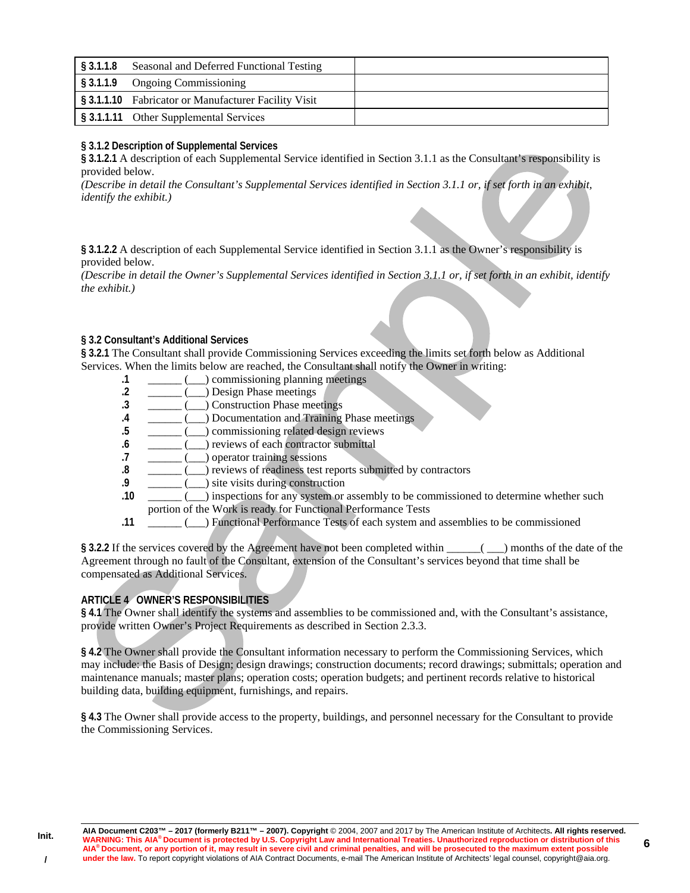| | |
|---|---|
| **§ 3.1.1.8** Seasonal and Deferred Functional Testing | |
| **§ 3.1.1.9** Ongoing Commissioning | |
| **§ 3.1.1.10** Fabricator or Manufacturer Facility Visit | |
| **§ 3.1.1.11** Other Supplemental Services | |

**§ 3.1.2 Description of Supplemental Services**

**§ 3.1.2.1** A description of each Supplemental Service identified in Section 3.1.1 as the Consultant's responsibility is provided below.

*(Describe in detail the Consultant's Supplemental Services identified in Section 3.1.1 or, if set forth in an exhibit, identify the exhibit.)*

**§ 3.1.2.2** A description of each Supplemental Service identified in Section 3.1.1 as the Owner's responsibility is provided below.

*(Describe in detail the Owner's Supplemental Services identified in Section 3.1.1 or, if set forth in an exhibit, identify the exhibit.)*

**§ 3.2 Consultant's Additional Services**

**§ 3.2.1** The Consultant shall provide Commissioning Services exceeding the limits set forth below as Additional Services. When the limits below are reached, the Consultant shall notify the Owner in writing:

- **.1** ______ (___) commissioning planning meetings
- **.2** ______ (___) Design Phase meetings
- **.3** ______ (___) Construction Phase meetings
- **.4** ______ (___) Documentation and Training Phase meetings
- **.5** ______ (___) commissioning related design reviews
- **.6** ______ (___) reviews of each contractor submittal
- **.7** ______ (___) operator training sessions
- **.8** ______ (___) reviews of readiness test reports submitted by contractors
- **.9** ______ (___) site visits during construction
- **.10** ______ (___) inspections for any system or assembly to be commissioned to determine whether such portion of the Work is ready for Functional Performance Tests
- **.11** ______ (___) Functional Performance Tests of each system and assemblies to be commissioned

**§ 3.2.2** If the services covered by the Agreement have not been completed within ______( ___) months of the date of the Agreement through no fault of the Consultant, extension of the Consultant's services beyond that time shall be compensated as Additional Services.

## ARTICLE 4 OWNER'S RESPONSIBILITIES

**§ 4.1** The Owner shall identify the systems and assemblies to be commissioned and, with the Consultant's assistance, provide written Owner's Project Requirements as described in Section 2.3.3.

**§ 4.2** The Owner shall provide the Consultant information necessary to perform the Commissioning Services, which may include: the Basis of Design; design drawings; construction documents; record drawings; submittals; operation and maintenance manuals; master plans; operation costs; operation budgets; and pertinent records relative to historical building data, building equipment, furnishings, and repairs.

**§ 4.3** The Owner shall provide access to the property, buildings, and personnel necessary for the Consultant to provide the Commissioning Services.